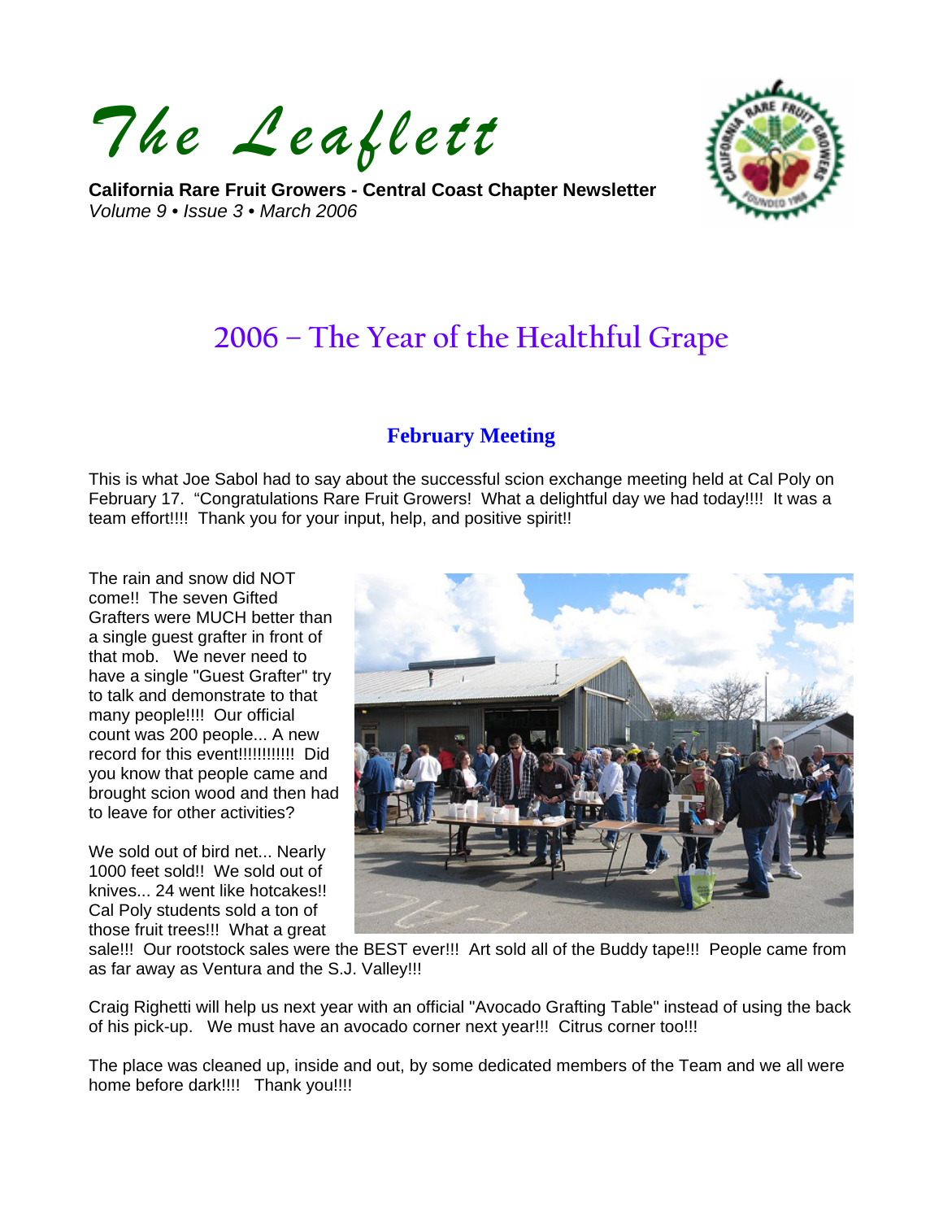# The Leaflett

**California Rare Fruit Growers - Central Coast Chapter Newsletter**
*Volume 9 • Issue 3 • March 2006*

## 2006 – The Year of the Healthful Grape

### February Meeting

This is what Joe Sabol had to say about the successful scion exchange meeting held at Cal Poly on February 17. "Congratulations Rare Fruit Growers! What a delightful day we had today!!!! It was a team effort!!!! Thank you for your input, help, and positive spirit!!

The rain and snow did NOT come!! The seven Gifted Grafters were MUCH better than a single guest grafter in front of that mob. We never need to have a single "Guest Grafter" try to talk and demonstrate to that many people!!!! Our official count was 200 people... A new record for this event!!!!!!!!!!!! Did you know that people came and brought scion wood and then had to leave for other activities?

We sold out of bird net... Nearly 1000 feet sold!! We sold out of knives... 24 went like hotcakes!! Cal Poly students sold a ton of those fruit trees!!! What a great sale!!! Our rootstock sales were the BEST ever!!! Art sold all of the Buddy tape!!! People came from as far away as Ventura and the S.J. Valley!!!

Craig Righetti will help us next year with an official "Avocado Grafting Table" instead of using the back of his pick-up. We must have an avocado corner next year!!! Citrus corner too!!!

The place was cleaned up, inside and out, by some dedicated members of the Team and we all were home before dark!!!! Thank you!!!!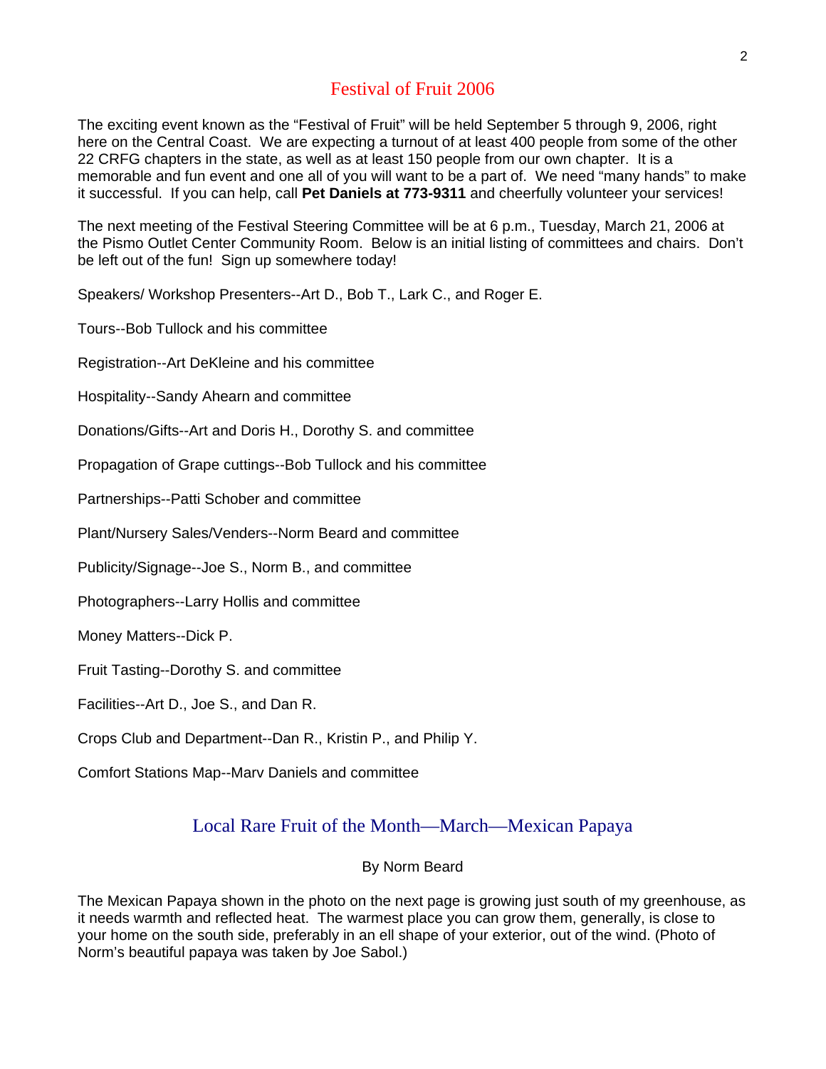## Festival of Fruit 2006

The exciting event known as the "Festival of Fruit" will be held September 5 through 9, 2006, right here on the Central Coast. We are expecting a turnout of at least 400 people from some of the other 22 CRFG chapters in the state, as well as at least 150 people from our own chapter. It is a memorable and fun event and one all of you will want to be a part of. We need "many hands" to make it successful. If you can help, call **Pet Daniels at 773-9311** and cheerfully volunteer your services!

The next meeting of the Festival Steering Committee will be at 6 p.m., Tuesday, March 21, 2006 at the Pismo Outlet Center Community Room. Below is an initial listing of committees and chairs. Don't be left out of the fun! Sign up somewhere today!

Speakers/ Workshop Presenters--Art D., Bob T., Lark C., and Roger E.

Tours--Bob Tullock and his committee

Registration--Art DeKleine and his committee

Hospitality--Sandy Ahearn and committee

Donations/Gifts--Art and Doris H., Dorothy S. and committee

Propagation of Grape cuttings--Bob Tullock and his committee

Partnerships--Patti Schober and committee

Plant/Nursery Sales/Venders--Norm Beard and committee

Publicity/Signage--Joe S., Norm B., and committee

Photographers--Larry Hollis and committee

Money Matters--Dick P.

Fruit Tasting--Dorothy S. and committee

Facilities--Art D., Joe S., and Dan R.

Crops Club and Department--Dan R., Kristin P., and Philip Y.

Comfort Stations Map--Marv Daniels and committee

## Local Rare Fruit of the Month—March—Mexican Papaya

By Norm Beard

The Mexican Papaya shown in the photo on the next page is growing just south of my greenhouse, as it needs warmth and reflected heat. The warmest place you can grow them, generally, is close to your home on the south side, preferably in an ell shape of your exterior, out of the wind. (Photo of Norm's beautiful papaya was taken by Joe Sabol.)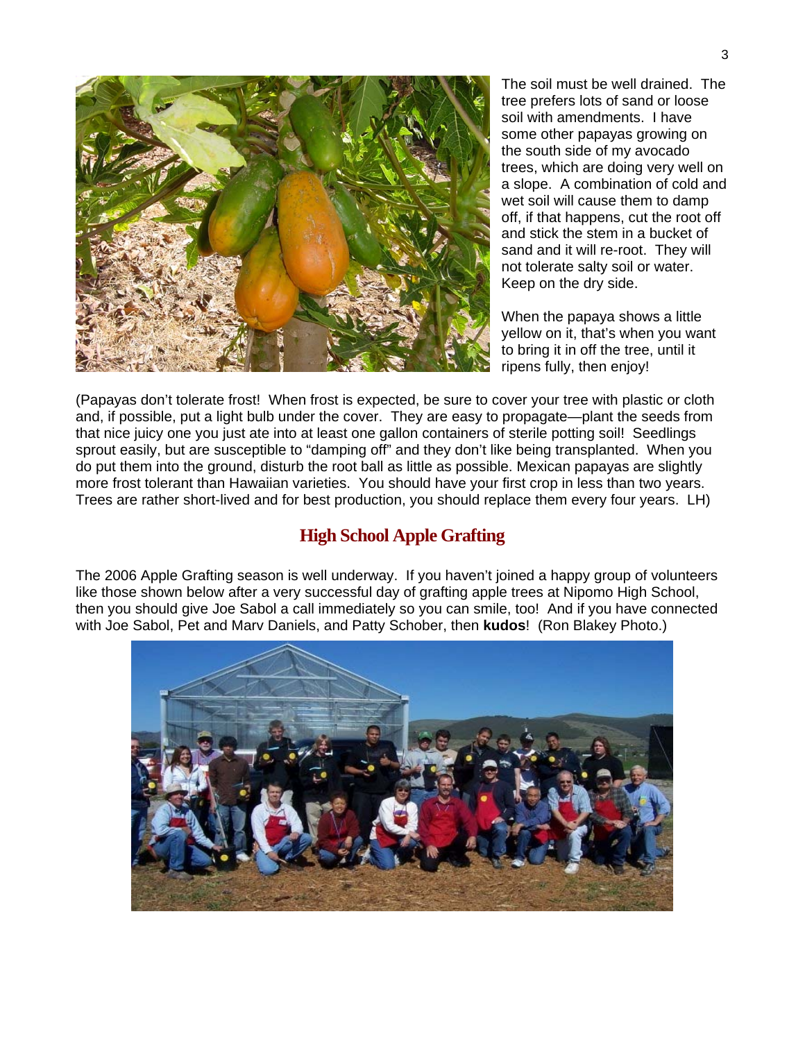The soil must be well drained. The tree prefers lots of sand or loose soil with amendments. I have some other papayas growing on the south side of my avocado trees, which are doing very well on a slope. A combination of cold and wet soil will cause them to damp off, if that happens, cut the root off and stick the stem in a bucket of sand and it will re-root. They will not tolerate salty soil or water. Keep on the dry side.

When the papaya shows a little yellow on it, that's when you want to bring it in off the tree, until it ripens fully, then enjoy!

(Papayas don't tolerate frost! When frost is expected, be sure to cover your tree with plastic or cloth and, if possible, put a light bulb under the cover. They are easy to propagate—plant the seeds from that nice juicy one you just ate into at least one gallon containers of sterile potting soil! Seedlings sprout easily, but are susceptible to "damping off" and they don't like being transplanted. When you do put them into the ground, disturb the root ball as little as possible. Mexican papayas are slightly more frost tolerant than Hawaiian varieties. You should have your first crop in less than two years. Trees are rather short-lived and for best production, you should replace them every four years. LH)

## High School Apple Grafting

The 2006 Apple Grafting season is well underway. If you haven't joined a happy group of volunteers like those shown below after a very successful day of grafting apple trees at Nipomo High School, then you should give Joe Sabol a call immediately so you can smile, too! And if you have connected with Joe Sabol, Pet and Marv Daniels, and Patty Schober, then **kudos**! (Ron Blakey Photo.)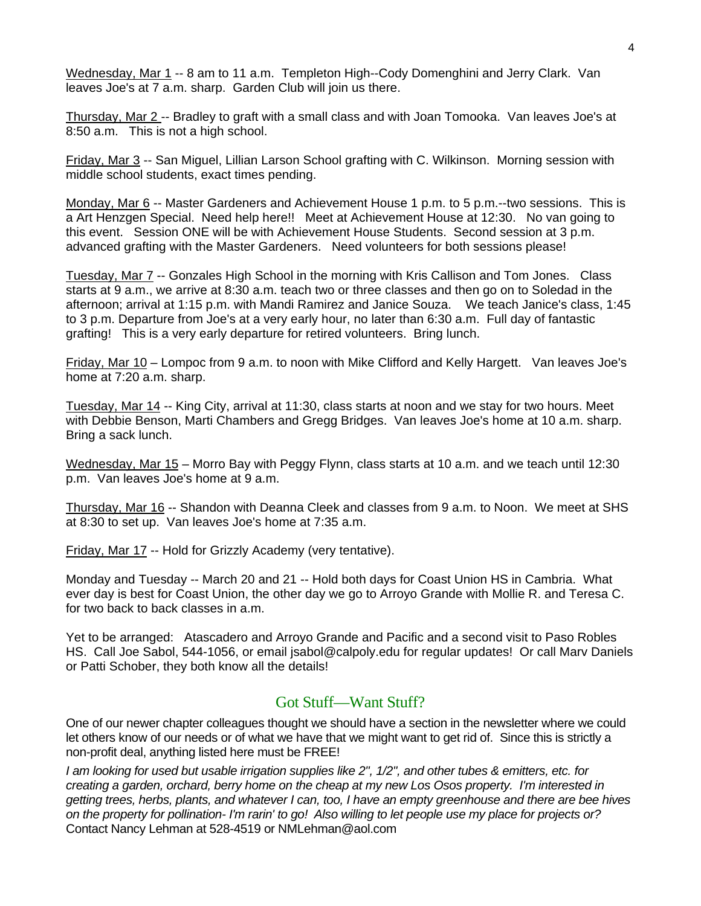Wednesday, Mar 1 -- 8 am to 11 a.m. Templeton High--Cody Domenghini and Jerry Clark. Van leaves Joe's at 7 a.m. sharp. Garden Club will join us there.

Thursday, Mar 2 -- Bradley to graft with a small class and with Joan Tomooka. Van leaves Joe's at 8:50 a.m. This is not a high school.

Friday, Mar 3 -- San Miguel, Lillian Larson School grafting with C. Wilkinson. Morning session with middle school students, exact times pending.

Monday, Mar 6 -- Master Gardeners and Achievement House 1 p.m. to 5 p.m.--two sessions. This is a Art Henzgen Special. Need help here!! Meet at Achievement House at 12:30. No van going to this event. Session ONE will be with Achievement House Students. Second session at 3 p.m. advanced grafting with the Master Gardeners. Need volunteers for both sessions please!

Tuesday, Mar 7 -- Gonzales High School in the morning with Kris Callison and Tom Jones. Class starts at 9 a.m., we arrive at 8:30 a.m. teach two or three classes and then go on to Soledad in the afternoon; arrival at 1:15 p.m. with Mandi Ramirez and Janice Souza. We teach Janice's class, 1:45 to 3 p.m. Departure from Joe's at a very early hour, no later than 6:30 a.m. Full day of fantastic grafting! This is a very early departure for retired volunteers. Bring lunch.

Friday, Mar 10 – Lompoc from 9 a.m. to noon with Mike Clifford and Kelly Hargett. Van leaves Joe's home at 7:20 a.m. sharp.

Tuesday, Mar 14 -- King City, arrival at 11:30, class starts at noon and we stay for two hours. Meet with Debbie Benson, Marti Chambers and Gregg Bridges. Van leaves Joe's home at 10 a.m. sharp. Bring a sack lunch.

Wednesday, Mar 15 – Morro Bay with Peggy Flynn, class starts at 10 a.m. and we teach until 12:30 p.m. Van leaves Joe's home at 9 a.m.

Thursday, Mar 16 -- Shandon with Deanna Cleek and classes from 9 a.m. to Noon. We meet at SHS at 8:30 to set up. Van leaves Joe's home at 7:35 a.m.

Friday, Mar 17 -- Hold for Grizzly Academy (very tentative).

Monday and Tuesday -- March 20 and 21 -- Hold both days for Coast Union HS in Cambria. What ever day is best for Coast Union, the other day we go to Arroyo Grande with Mollie R. and Teresa C. for two back to back classes in a.m.

Yet to be arranged: Atascadero and Arroyo Grande and Pacific and a second visit to Paso Robles HS. Call Joe Sabol, 544-1056, or email jsabol@calpoly.edu for regular updates! Or call Marv Daniels or Patti Schober, they both know all the details!

## Got Stuff—Want Stuff?

One of our newer chapter colleagues thought we should have a section in the newsletter where we could let others know of our needs or of what we have that we might want to get rid of. Since this is strictly a non-profit deal, anything listed here must be FREE!

*I am looking for used but usable irrigation supplies like 2", 1/2", and other tubes & emitters, etc. for creating a garden, orchard, berry home on the cheap at my new Los Osos property. I'm interested in getting trees, herbs, plants, and whatever I can, too, I have an empty greenhouse and there are bee hives on the property for pollination- I'm rarin' to go! Also willing to let people use my place for projects or?* Contact Nancy Lehman at 528-4519 or NMLehman@aol.com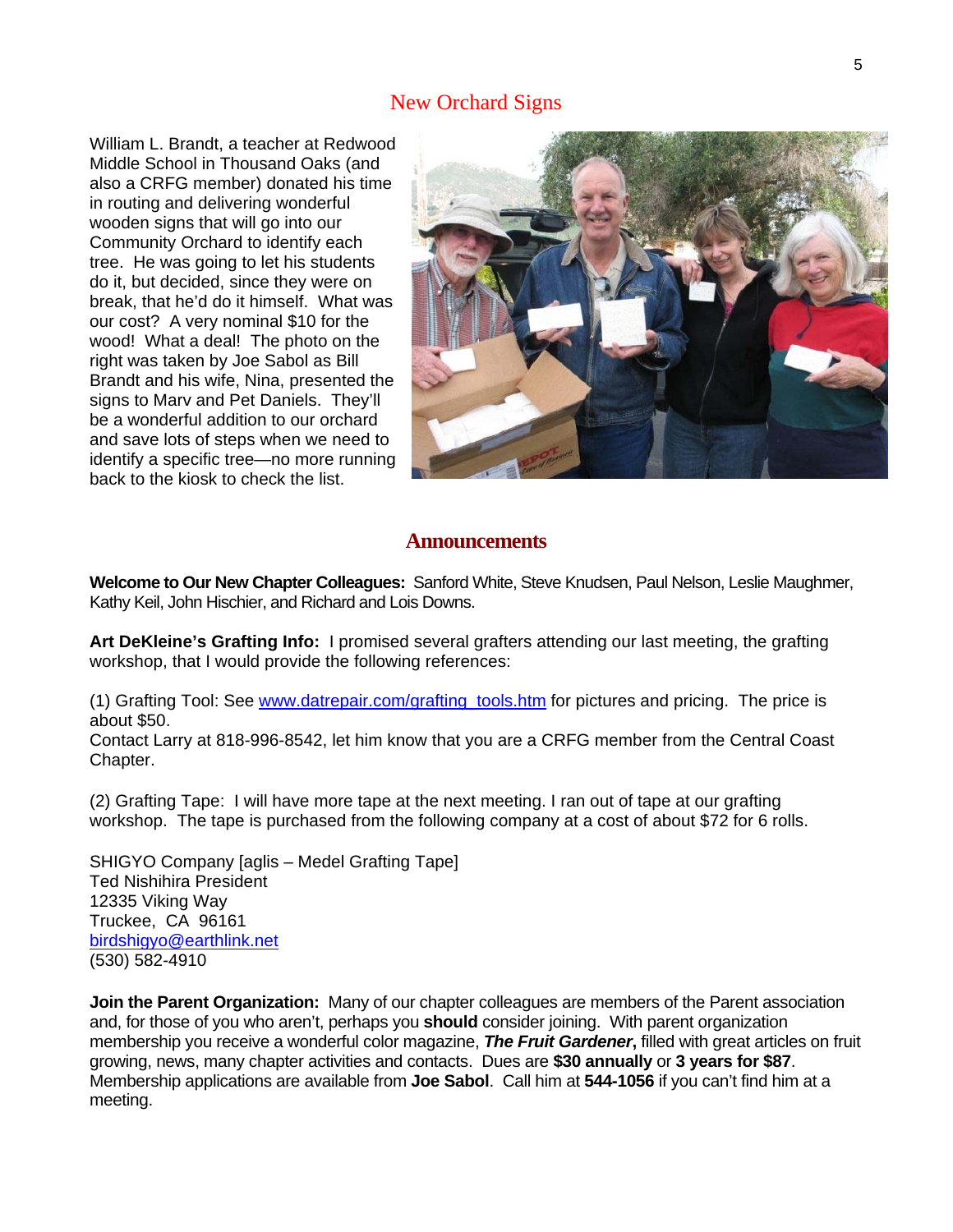## New Orchard Signs

William L. Brandt, a teacher at Redwood Middle School in Thousand Oaks (and also a CRFG member) donated his time in routing and delivering wonderful wooden signs that will go into our Community Orchard to identify each tree. He was going to let his students do it, but decided, since they were on break, that he'd do it himself. What was our cost? A very nominal $10 for the wood! What a deal! The photo on the right was taken by Joe Sabol as Bill Brandt and his wife, Nina, presented the signs to Marv and Pet Daniels. They'll be a wonderful addition to our orchard and save lots of steps when we need to identify a specific tree—no more running back to the kiosk to check the list.

## Announcements

**Welcome to Our New Chapter Colleagues:** Sanford White, Steve Knudsen, Paul Nelson, Leslie Maughmer, Kathy Keil, John Hischier, and Richard and Lois Downs.

**Art DeKleine's Grafting Info:** I promised several grafters attending our last meeting, the grafting workshop, that I would provide the following references:

(1) Grafting Tool: See www.datrepair.com/grafting_tools.htm for pictures and pricing. The price is about $50.
Contact Larry at 818-996-8542, let him know that you are a CRFG member from the Central Coast Chapter.

(2) Grafting Tape: I will have more tape at the next meeting. I ran out of tape at our grafting workshop. The tape is purchased from the following company at a cost of about $72 for 6 rolls.

SHIGYO Company [aglis – Medel Grafting Tape]
Ted Nishihira President
12335 Viking Way
Truckee, CA 96161
birdshigyo@earthlink.net
(530) 582-4910

**Join the Parent Organization:** Many of our chapter colleagues are members of the Parent association and, for those of you who aren't, perhaps you **should** consider joining. With parent organization membership you receive a wonderful color magazine, ***The Fruit Gardener*****,** filled with great articles on fruit growing, news, many chapter activities and contacts. Dues are **$30 annually** or **3 years for $87**. Membership applications are available from **Joe Sabol**. Call him at **544-1056** if you can't find him at a meeting.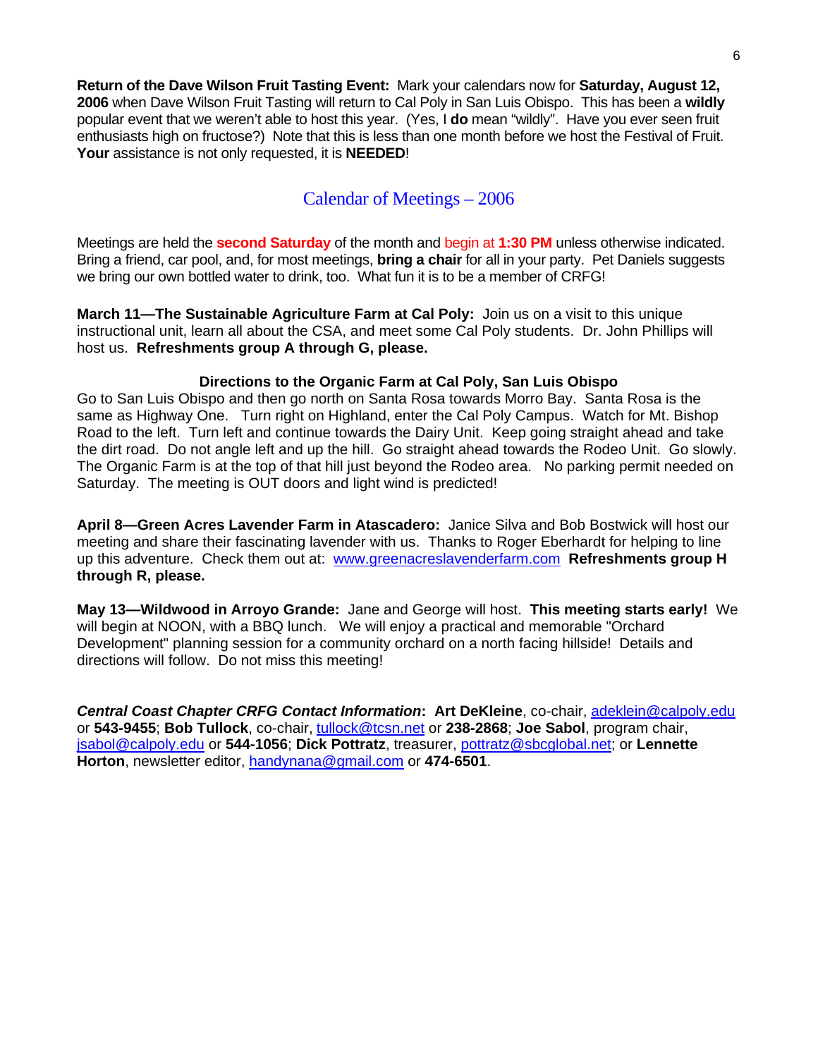**Return of the Dave Wilson Fruit Tasting Event:** Mark your calendars now for **Saturday, August 12, 2006** when Dave Wilson Fruit Tasting will return to Cal Poly in San Luis Obispo. This has been a **wildly** popular event that we weren't able to host this year. (Yes, I **do** mean "wildly". Have you ever seen fruit enthusiasts high on fructose?) Note that this is less than one month before we host the Festival of Fruit. **Your** assistance is not only requested, it is **NEEDED**!

## Calendar of Meetings – 2006

Meetings are held the **second Saturday** of the month and begin at **1:30 PM** unless otherwise indicated. Bring a friend, car pool, and, for most meetings, **bring a chair** for all in your party. Pet Daniels suggests we bring our own bottled water to drink, too. What fun it is to be a member of CRFG!

**March 11—The Sustainable Agriculture Farm at Cal Poly:** Join us on a visit to this unique instructional unit, learn all about the CSA, and meet some Cal Poly students. Dr. John Phillips will host us. **Refreshments group A through G, please.**

**Directions to the Organic Farm at Cal Poly, San Luis Obispo**

Go to San Luis Obispo and then go north on Santa Rosa towards Morro Bay. Santa Rosa is the same as Highway One. Turn right on Highland, enter the Cal Poly Campus. Watch for Mt. Bishop Road to the left. Turn left and continue towards the Dairy Unit. Keep going straight ahead and take the dirt road. Do not angle left and up the hill. Go straight ahead towards the Rodeo Unit. Go slowly. The Organic Farm is at the top of that hill just beyond the Rodeo area. No parking permit needed on Saturday. The meeting is OUT doors and light wind is predicted!

**April 8—Green Acres Lavender Farm in Atascadero:** Janice Silva and Bob Bostwick will host our meeting and share their fascinating lavender with us. Thanks to Roger Eberhardt for helping to line up this adventure. Check them out at: www.greenacreslavenderfarm.com **Refreshments group H through R, please.**

**May 13—Wildwood in Arroyo Grande:** Jane and George will host. **This meeting starts early!** We will begin at NOON, with a BBQ lunch. We will enjoy a practical and memorable "Orchard Development" planning session for a community orchard on a north facing hillside! Details and directions will follow. Do not miss this meeting!

***Central Coast Chapter CRFG Contact Information*:** **Art DeKleine**, co-chair, adeklein@calpoly.edu or **543-9455**; **Bob Tullock**, co-chair, tullock@tcsn.net or **238-2868**; **Joe Sabol**, program chair, jsabol@calpoly.edu or **544-1056**; **Dick Pottratz**, treasurer, pottratz@sbcglobal.net; or **Lennette Horton**, newsletter editor, handynana@gmail.com or **474-6501**.